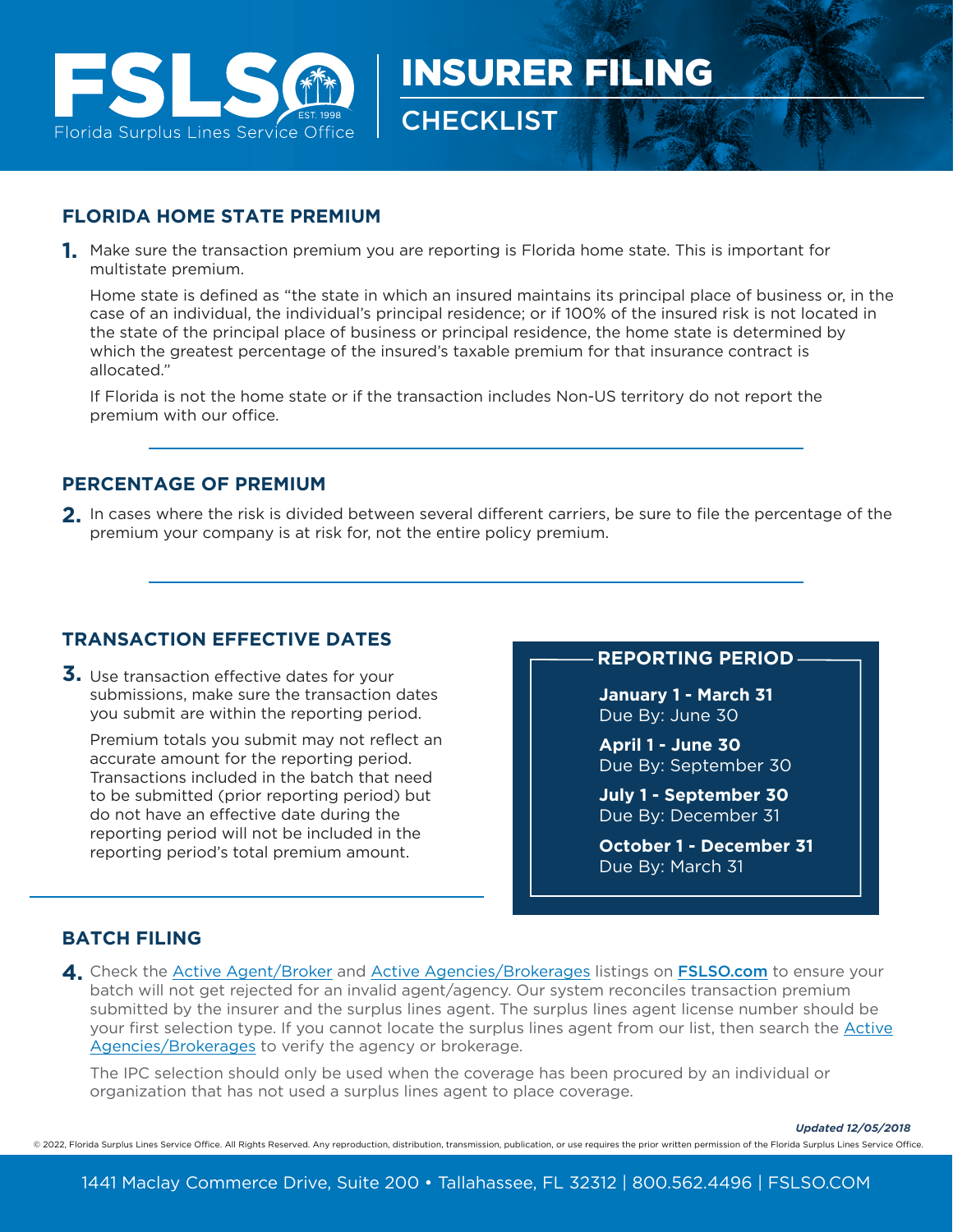# FSLSO Florida Surplus Lines Service Office — INSURER FILING CHECKLIST

## FLORIDA HOME STATE PREMIUM

**1.** Make sure the transaction premium you are reporting is Florida home state. This is important for multistate premium.

Home state is defined as "the state in which an insured maintains its principal place of business or, in the case of an individual, the individual's principal residence; or if 100% of the insured risk is not located in the state of the principal place of business or principal residence, the home state is determined by which the greatest percentage of the insured's taxable premium for that insurance contract is allocated."

If Florida is not the home state or if the transaction includes Non-US territory do not report the premium with our office.

## PERCENTAGE OF PREMIUM

**2.** In cases where the risk is divided between several different carriers, be sure to file the percentage of the premium your company is at risk for, not the entire policy premium.

## TRANSACTION EFFECTIVE DATES

**3.** Use transaction effective dates for your submissions, make sure the transaction dates you submit are within the reporting period.

Premium totals you submit may not reflect an accurate amount for the reporting period. Transactions included in the batch that need to be submitted (prior reporting period) but do not have an effective date during the reporting period will not be included in the reporting period's total premium amount.

### REPORTING PERIOD

**January 1 - March 31**
Due By: June 30

**April 1 - June 30**
Due By: September 30

**July 1 - September 30**
Due By: December 31

**October 1 - December 31**
Due By: March 31

## BATCH FILING

**4.** Check the Active Agent/Broker and Active Agencies/Brokerages listings on **FSLSO.com** to ensure your batch will not get rejected for an invalid agent/agency. Our system reconciles transaction premium submitted by the insurer and the surplus lines agent. The surplus lines agent license number should be your first selection type. If you cannot locate the surplus lines agent from our list, then search the Active Agencies/Brokerages to verify the agency or brokerage.

The IPC selection should only be used when the coverage has been procured by an individual or organization that has not used a surplus lines agent to place coverage.

*Updated 12/05/2018*

© 2022, Florida Surplus Lines Service Office. All Rights Reserved. Any reproduction, distribution, transmission, publication, or use requires the prior written permission of the Florida Surplus Lines Service Office.

1441 Maclay Commerce Drive, Suite 200 • Tallahassee, FL 32312 | 800.562.4496 | FSLSO.COM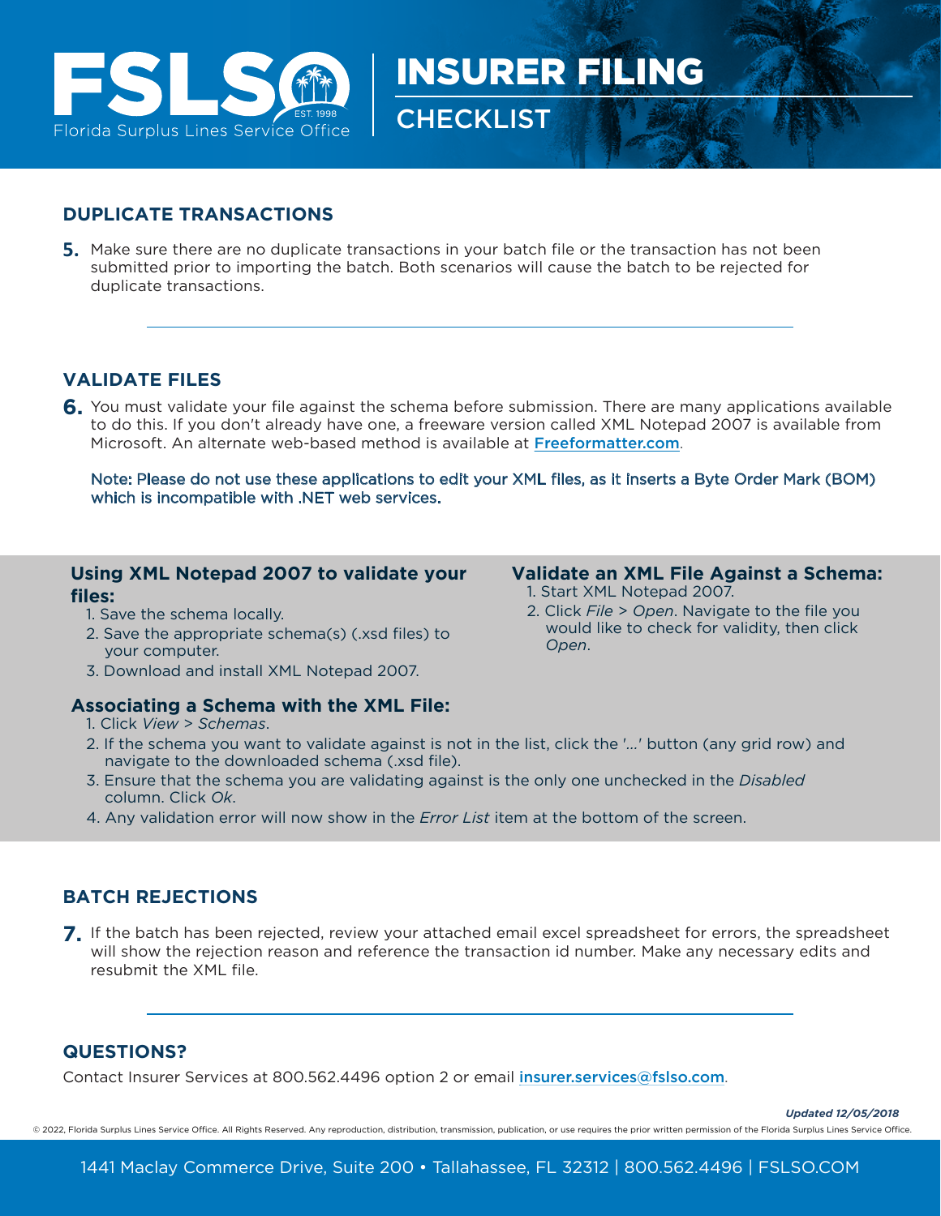# INSURER FILING CHECKLIST

FSLSO Florida Surplus Lines Service Office EST. 1998

## DUPLICATE TRANSACTIONS

**5.** Make sure there are no duplicate transactions in your batch file or the transaction has not been submitted prior to importing the batch. Both scenarios will cause the batch to be rejected for duplicate transactions.

## VALIDATE FILES

**6.** You must validate your file against the schema before submission. There are many applications available to do this. If you don't already have one, a freeware version called XML Notepad 2007 is available from Microsoft. An alternate web-based method is available at Freeformatter.com.

Note: Please do not use these applications to edit your XML files, as it inserts a Byte Order Mark (BOM) which is incompatible with .NET web services.

### Using XML Notepad 2007 to validate your files:

1. Save the schema locally.
2. Save the appropriate schema(s) (.xsd files) to your computer.
3. Download and install XML Notepad 2007.

### Validate an XML File Against a Schema:

1. Start XML Notepad 2007.
2. Click *File* > *Open*. Navigate to the file you would like to check for validity, then click *Open*.

### Associating a Schema with the XML File:

1. Click *View* > *Schemas*.
2. If the schema you want to validate against is not in the list, click the '...' button (any grid row) and navigate to the downloaded schema (.xsd file).
3. Ensure that the schema you are validating against is the only one unchecked in the *Disabled* column. Click *Ok*.
4. Any validation error will now show in the *Error List* item at the bottom of the screen.

## BATCH REJECTIONS

**7.** If the batch has been rejected, review your attached email excel spreadsheet for errors, the spreadsheet will show the rejection reason and reference the transaction id number. Make any necessary edits and resubmit the XML file.

## QUESTIONS?

Contact Insurer Services at 800.562.4496 option 2 or email insurer.services@fslso.com.

***Updated 12/05/2018***

© 2022, Florida Surplus Lines Service Office. All Rights Reserved. Any reproduction, distribution, transmission, publication, or use requires the prior written permission of the Florida Surplus Lines Service Office.

1441 Maclay Commerce Drive, Suite 200 • Tallahassee, FL 32312 | 800.562.4496 | FSLSO.COM